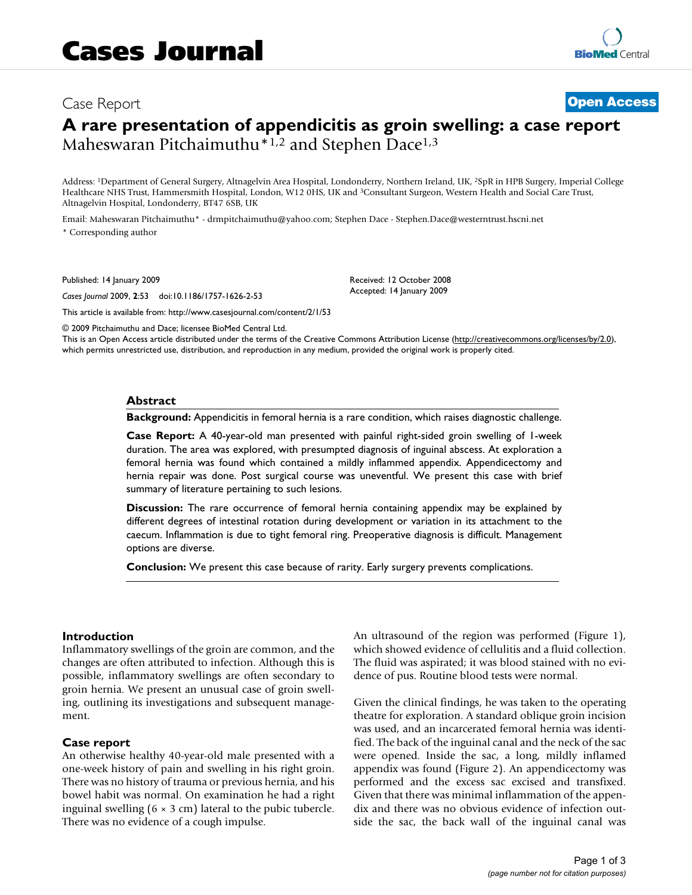Cases Journal

Case Report

**Open Access**

# A rare presentation of appendicitis as groin swelling: a case report

Maheswaran Pitchaimuthu*[1,2] and Stephen Dace[1,3]

Address: [1]Department of General Surgery, Altnagelvin Area Hospital, Londonderry, Northern Ireland, UK, [2]SpR in HPB Surgery, Imperial College Healthcare NHS Trust, Hammersmith Hospital, London, W12 0HS, UK and [3]Consultant Surgeon, Western Health and Social Care Trust, Altnagelvin Hospital, Londonderry, BT47 6SB, UK

Email: Maheswaran Pitchaimuthu* - drmpitchaimuthu@yahoo.com; Stephen Dace - Stephen.Dace@westerntrust.hscni.net

\* Corresponding author

Published: 14 January 2009

*Cases Journal* 2009, **2**:53 doi:10.1186/1757-1626-2-53

Received: 12 October 2008
Accepted: 14 January 2009

This article is available from: http://www.casesjournal.com/content/2/1/53

© 2009 Pitchaimuthu and Dace; licensee BioMed Central Ltd.
This is an Open Access article distributed under the terms of the Creative Commons Attribution License (http://creativecommons.org/licenses/by/2.0), which permits unrestricted use, distribution, and reproduction in any medium, provided the original work is properly cited.

## Abstract

**Background:** Appendicitis in femoral hernia is a rare condition, which raises diagnostic challenge.

**Case Report:** A 40-year-old man presented with painful right-sided groin swelling of 1-week duration. The area was explored, with presumpted diagnosis of inguinal abscess. At exploration a femoral hernia was found which contained a mildly inflammed appendix. Appendicectomy and hernia repair was done. Post surgical course was uneventful. We present this case with brief summary of literature pertaining to such lesions.

**Discussion:** The rare occurrence of femoral hernia containing appendix may be explained by different degrees of intestinal rotation during development or variation in its attachment to the caecum. Inflammation is due to tight femoral ring. Preoperative diagnosis is difficult. Management options are diverse.

**Conclusion:** We present this case because of rarity. Early surgery prevents complications.

## Introduction

Inflammatory swellings of the groin are common, and the changes are often attributed to infection. Although this is possible, inflammatory swellings are often secondary to groin hernia. We present an unusual case of groin swelling, outlining its investigations and subsequent management.

## Case report

An otherwise healthy 40-year-old male presented with a one-week history of pain and swelling in his right groin. There was no history of trauma or previous hernia, and his bowel habit was normal. On examination he had a right inguinal swelling (6 × 3 cm) lateral to the pubic tubercle. There was no evidence of a cough impulse.

An ultrasound of the region was performed (Figure 1), which showed evidence of cellulitis and a fluid collection. The fluid was aspirated; it was blood stained with no evidence of pus. Routine blood tests were normal.

Given the clinical findings, he was taken to the operating theatre for exploration. A standard oblique groin incision was used, and an incarcerated femoral hernia was identified. The back of the inguinal canal and the neck of the sac were opened. Inside the sac, a long, mildly inflamed appendix was found (Figure 2). An appendicectomy was performed and the excess sac excised and transfixed. Given that there was minimal inflammation of the appendix and there was no obvious evidence of infection outside the sac, the back wall of the inguinal canal was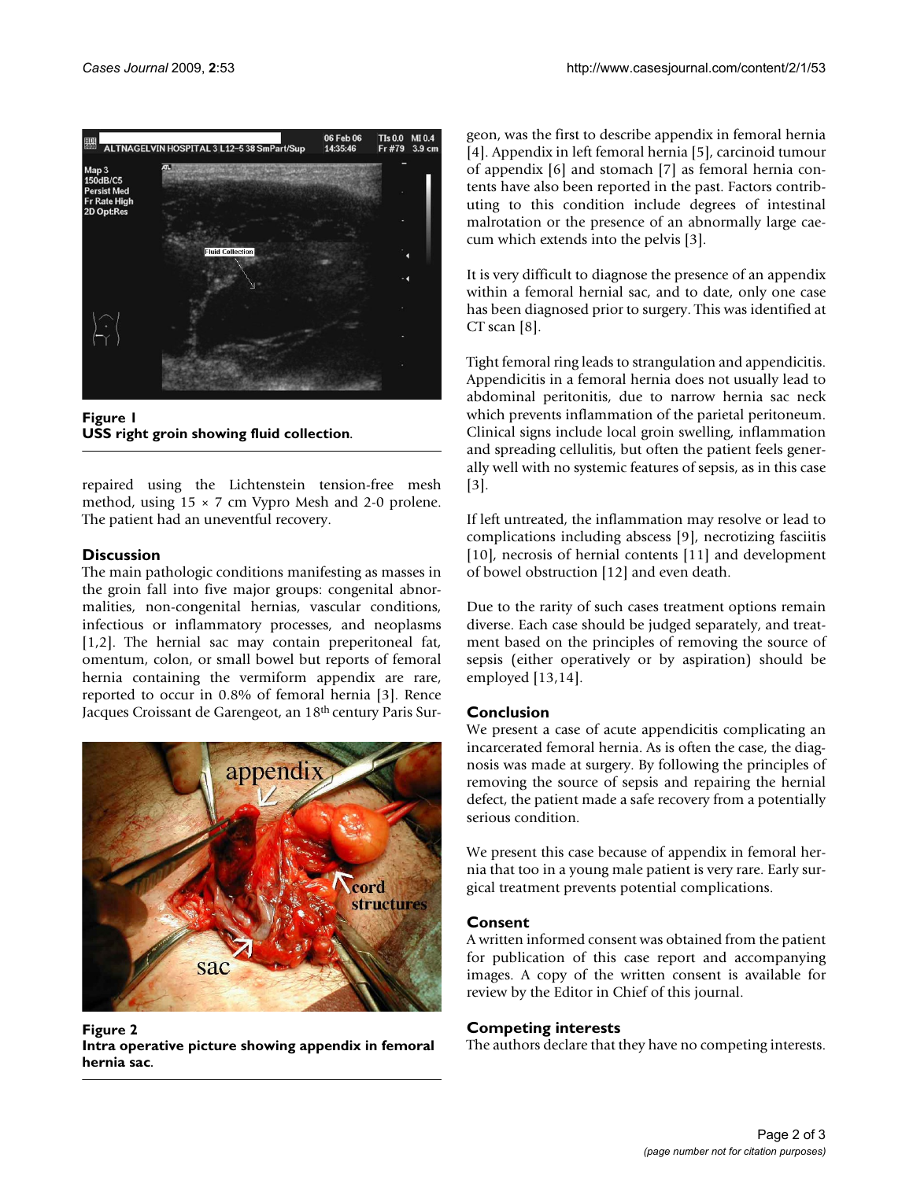Figure 1
**USS right groin showing fluid collection.**

repaired using the Lichtenstein tension-free mesh method, using 15 × 7 cm Vypro Mesh and 2-0 prolene. The patient had an uneventful recovery.

## Discussion

The main pathologic conditions manifesting as masses in the groin fall into five major groups: congenital abnormalities, non-congenital hernias, vascular conditions, infectious or inflammatory processes, and neoplasms [1,2]. The hernial sac may contain preperitoneal fat, omentum, colon, or small bowel but reports of femoral hernia containing the vermiform appendix are rare, reported to occur in 0.8% of femoral hernia [3]. Rence Jacques Croissant de Garengeot, an 18th century Paris Surgeon, was the first to describe appendix in femoral hernia [4]. Appendix in left femoral hernia [5], carcinoid tumour of appendix [6] and stomach [7] as femoral hernia contents have also been reported in the past. Factors contributing to this condition include degrees of intestinal malrotation or the presence of an abnormally large caecum which extends into the pelvis [3].

Figure 2
**Intra operative picture showing appendix in femoral hernia sac.**

It is very difficult to diagnose the presence of an appendix within a femoral hernial sac, and to date, only one case has been diagnosed prior to surgery. This was identified at CT scan [8].

Tight femoral ring leads to strangulation and appendicitis. Appendicitis in a femoral hernia does not usually lead to abdominal peritonitis, due to narrow hernia sac neck which prevents inflammation of the parietal peritoneum. Clinical signs include local groin swelling, inflammation and spreading cellulitis, but often the patient feels generally well with no systemic features of sepsis, as in this case [3].

If left untreated, the inflammation may resolve or lead to complications including abscess [9], necrotizing fasciitis [10], necrosis of hernial contents [11] and development of bowel obstruction [12] and even death.

Due to the rarity of such cases treatment options remain diverse. Each case should be judged separately, and treatment based on the principles of removing the source of sepsis (either operatively or by aspiration) should be employed [13,14].

## Conclusion

We present a case of acute appendicitis complicating an incarcerated femoral hernia. As is often the case, the diagnosis was made at surgery. By following the principles of removing the source of sepsis and repairing the hernial defect, the patient made a safe recovery from a potentially serious condition.

We present this case because of appendix in femoral hernia that too in a young male patient is very rare. Early surgical treatment prevents potential complications.

## Consent

A written informed consent was obtained from the patient for publication of this case report and accompanying images. A copy of the written consent is available for review by the Editor in Chief of this journal.

## Competing interests

The authors declare that they have no competing interests.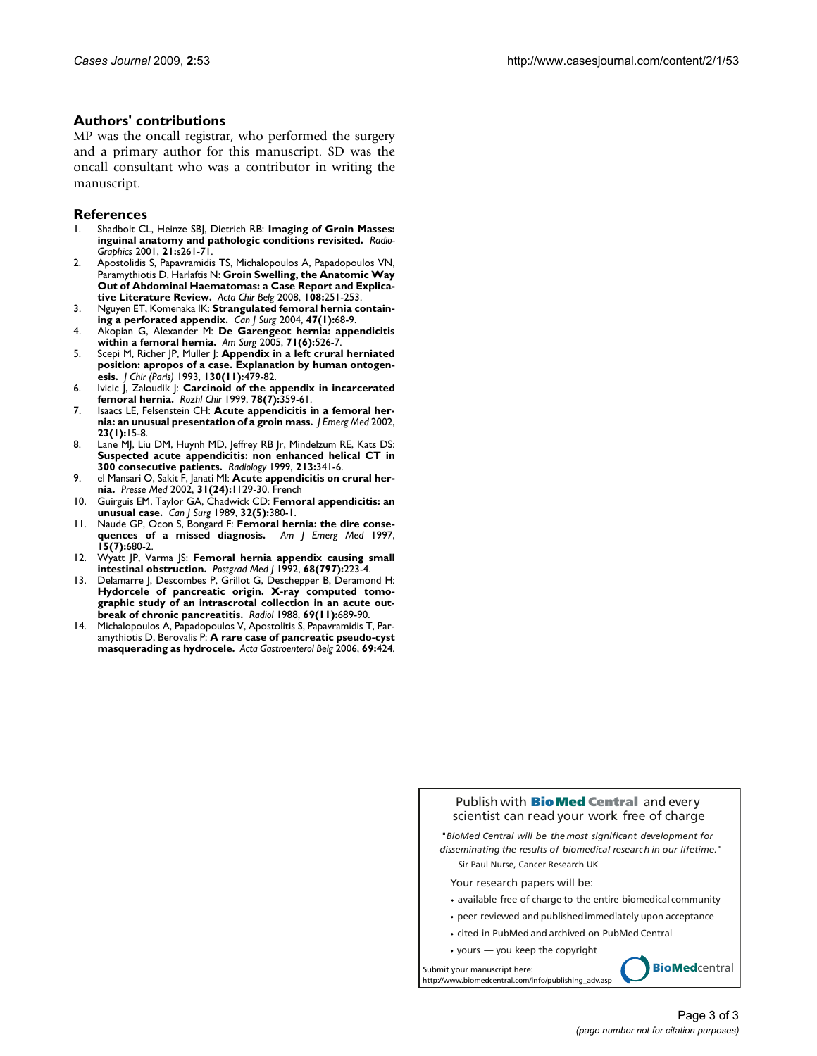## Authors' contributions

MP was the oncall registrar, who performed the surgery and a primary author for this manuscript. SD was the oncall consultant who was a contributor in writing the manuscript.

## References

1. Shadbolt CL, Heinze SBJ, Dietrich RB: **Imaging of Groin Masses: inguinal anatomy and pathologic conditions revisited.** *Radio-Graphics* 2001, **21:**s261-71.
2. Apostolidis S, Papavramidis TS, Michalopoulos A, Papadopoulos VN, Paramythiotis D, Harlaftis N: **Groin Swelling, the Anatomic Way Out of Abdominal Haematomas: a Case Report and Explicative Literature Review.** *Acta Chir Belg* 2008, **108:**251-253.
3. Nguyen ET, Komenaka IK: **Strangulated femoral hernia containing a perforated appendix.** *Can J Surg* 2004, **47(1):**68-9.
4. Akopian G, Alexander M: **De Garengeot hernia: appendicitis within a femoral hernia.** *Am Surg* 2005, **71(6):**526-7.
5. Scepi M, Richer JP, Muller J: **Appendix in a left crural herniated position: apropos of a case. Explanation by human ontogenesis.** *J Chir (Paris)* 1993, **130(11):**479-82.
6. Ivicic J, Zaloudik J: **Carcinoid of the appendix in incarcerated femoral hernia.** *Rozhl Chir* 1999, **78(7):**359-61.
7. Isaacs LE, Felsenstein CH: **Acute appendicitis in a femoral hernia: an unusual presentation of a groin mass.** *J Emerg Med* 2002, **23(1):**15-8.
8. Lane MJ, Liu DM, Huynh MD, Jeffrey RB Jr, Mindelzum RE, Kats DS: **Suspected acute appendicitis: non enhanced helical CT in 300 consecutive patients.** *Radiology* 1999, **213:**341-6.
9. el Mansari O, Sakit F, Janati MI: **Acute appendicitis on crural hernia.** *Presse Med* 2002, **31(24):**1129-30. French
10. Guirguis EM, Taylor GA, Chadwick CD: **Femoral appendicitis: an unusual case.** *Can J Surg* 1989, **32(5):**380-1.
11. Naude GP, Ocon S, Bongard F: **Femoral hernia: the dire consequences of a missed diagnosis.** *Am J Emerg Med* 1997, **15(7):**680-2.
12. Wyatt JP, Varma JS: **Femoral hernia appendix causing small intestinal obstruction.** *Postgrad Med J* 1992, **68(797):**223-4.
13. Delamarre J, Descombes P, Grillot G, Deschepper B, Deramond H: **Hydorcele of pancreatic origin. X-ray computed tomographic study of an intrascrotal collection in an acute outbreak of chronic pancreatitis.** *Radiol* 1988, **69(11):**689-90.
14. Michalopoulos A, Papadopoulos V, Apostolitis S, Papavramidis T, Paramythiotis D, Berovalis P: **A rare case of pancreatic pseudo-cyst masquerading as hydrocele.** *Acta Gastroenterol Belg* 2006, **69:**424.

Publish with **BioMed Central** and every scientist can read your work free of charge

*"BioMed Central will be the most significant development for disseminating the results of biomedical research in our lifetime."*
Sir Paul Nurse, Cancer Research UK

Your research papers will be:

- available free of charge to the entire biomedical community
- peer reviewed and published immediately upon acceptance
- cited in PubMed and archived on PubMed Central
- yours — you keep the copyright

Submit your manuscript here:
http://www.biomedcentral.com/info/publishing_adv.asp

BioMedcentral